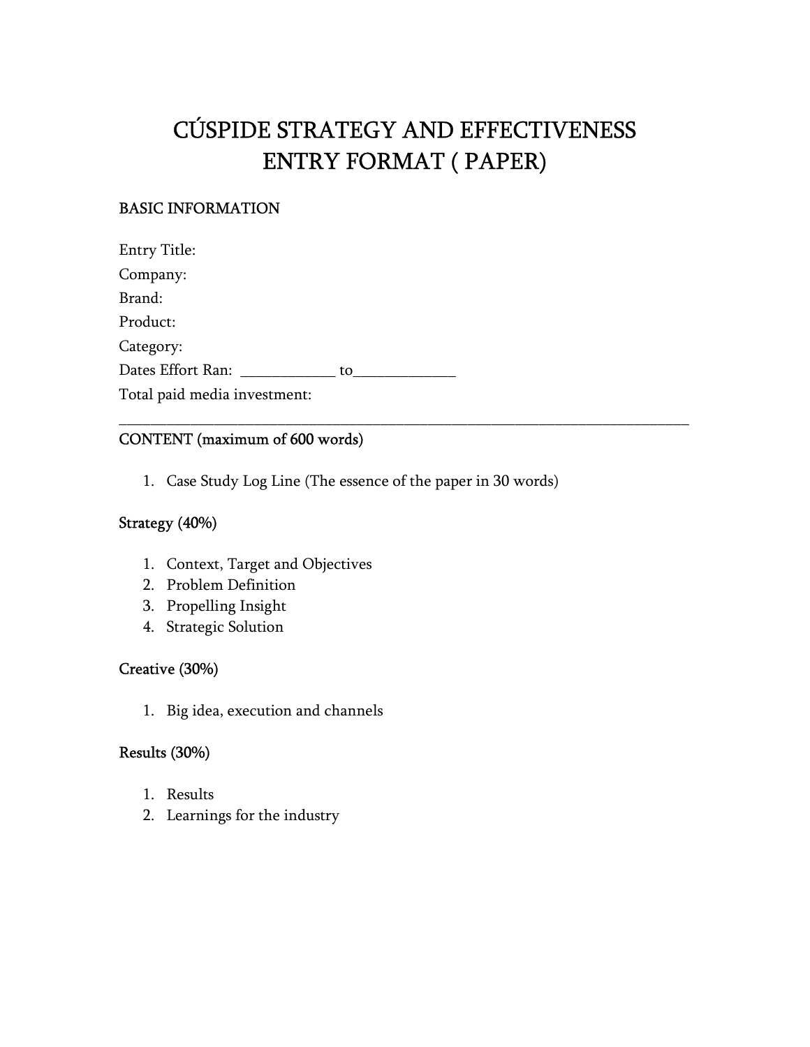# CÚSPIDE STRATEGY AND EFFECTIVENESS ENTRY FORMAT ( PAPER)

## BASIC INFORMATION

Entry Title:
Company:
Brand:
Product:
Category:
Dates Effort Ran: ____________ to_____________
Total paid media investment:

---

## CONTENT (maximum of 600 words)

1. Case Study Log Line (The essence of the paper in 30 words)

### Strategy (40%)

1. Context, Target and Objectives
2. Problem Definition
3. Propelling Insight
4. Strategic Solution

### Creative (30%)

1. Big idea, execution and channels

### Results (30%)

1. Results
2. Learnings for the industry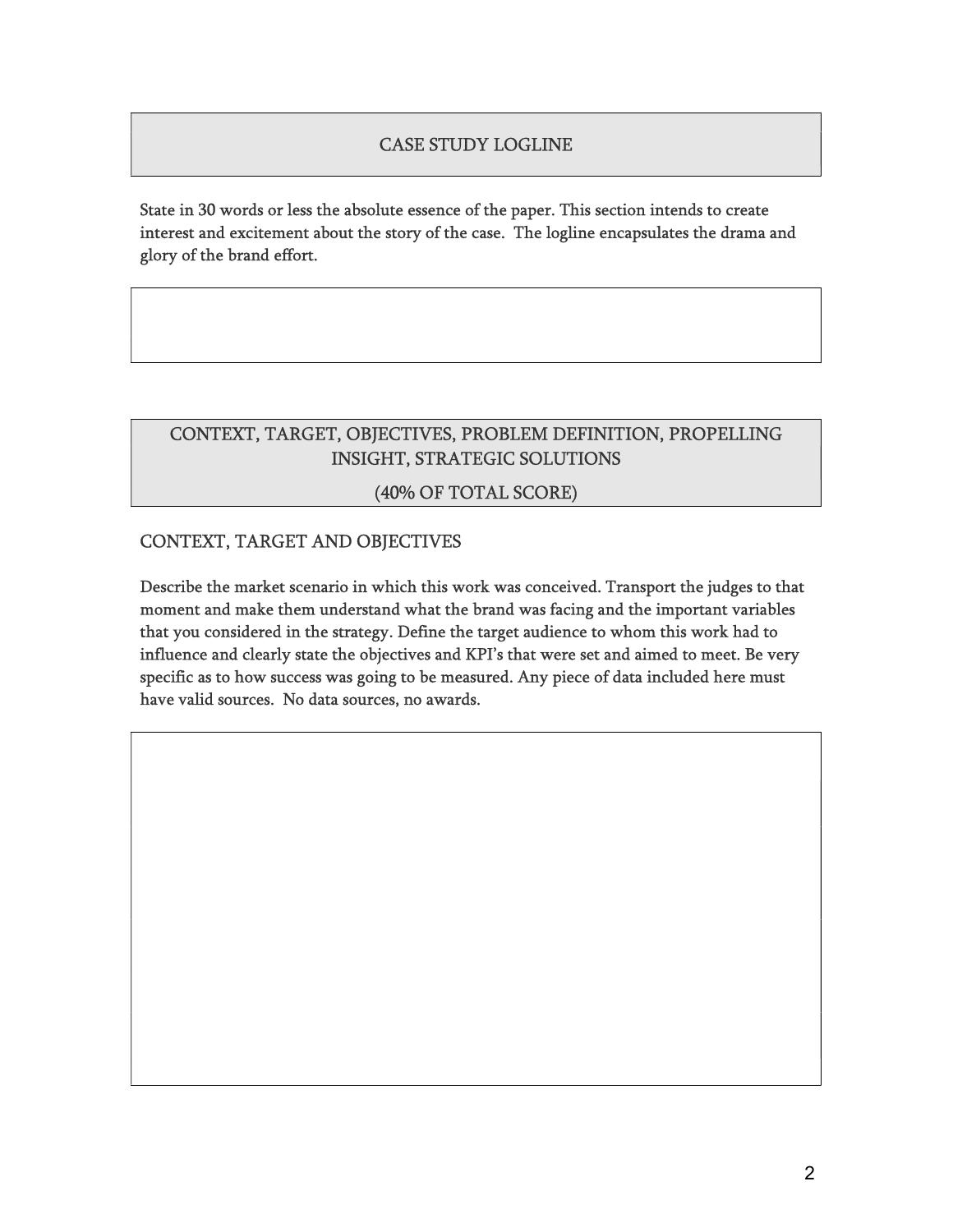## CASE STUDY LOGLINE

State in 30 words or less the absolute essence of the paper. This section intends to create interest and excitement about the story of the case. The logline encapsulates the drama and glory of the brand effort.

## CONTEXT, TARGET, OBJECTIVES, PROBLEM DEFINITION, PROPELLING INSIGHT, STRATEGIC SOLUTIONS

(40% OF TOTAL SCORE)

### CONTEXT, TARGET AND OBJECTIVES

Describe the market scenario in which this work was conceived. Transport the judges to that moment and make them understand what the brand was facing and the important variables that you considered in the strategy. Define the target audience to whom this work had to influence and clearly state the objectives and KPI's that were set and aimed to meet. Be very specific as to how success was going to be measured. Any piece of data included here must have valid sources. No data sources, no awards.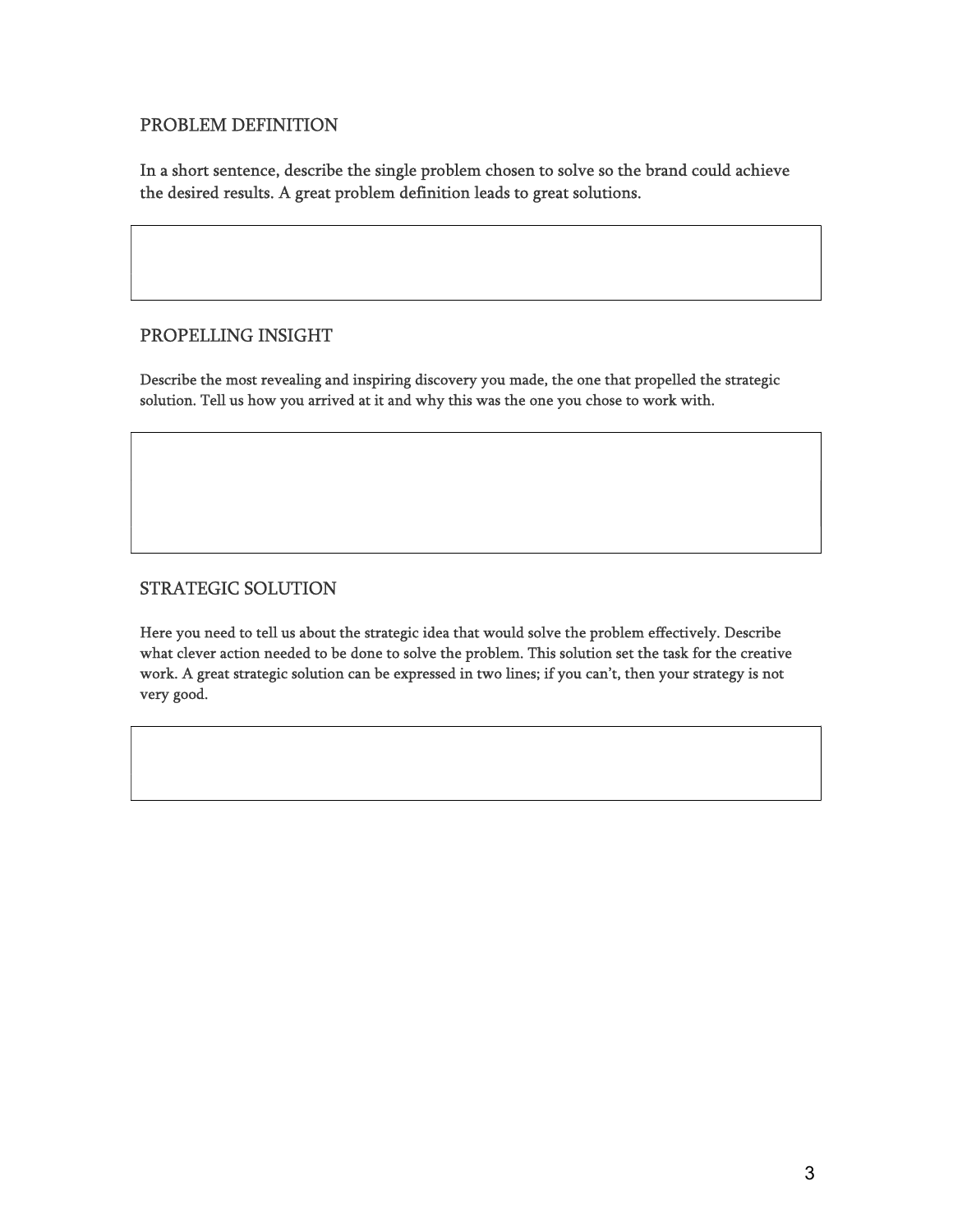## PROBLEM DEFINITION

In a short sentence, describe the single problem chosen to solve so the brand could achieve the desired results. A great problem definition leads to great solutions.

## PROPELLING INSIGHT

Describe the most revealing and inspiring discovery you made, the one that propelled the strategic solution. Tell us how you arrived at it and why this was the one you chose to work with.

## STRATEGIC SOLUTION

Here you need to tell us about the strategic idea that would solve the problem effectively. Describe what clever action needed to be done to solve the problem. This solution set the task for the creative work. A great strategic solution can be expressed in two lines; if you can't, then your strategy is not very good.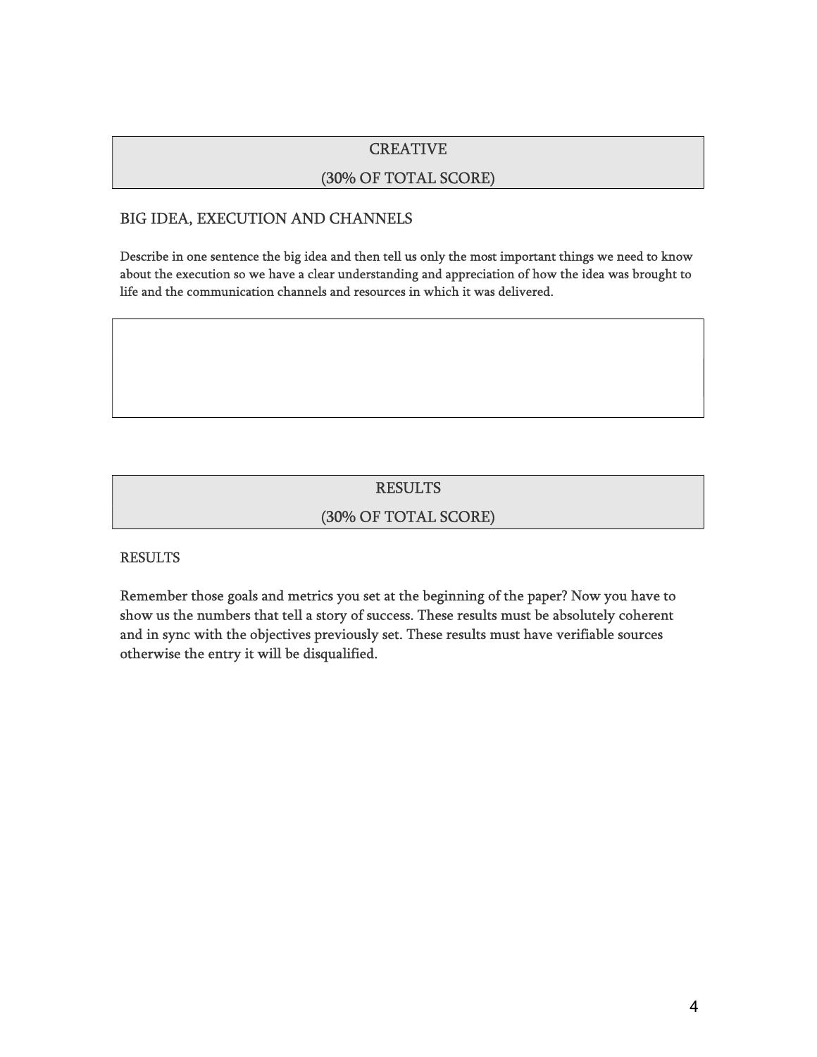## CREATIVE

## (30% OF TOTAL SCORE)

### BIG IDEA, EXECUTION AND CHANNELS

Describe in one sentence the big idea and then tell us only the most important things we need to know about the execution so we have a clear understanding and appreciation of how the idea was brought to life and the communication channels and resources in which it was delivered.

## RESULTS

## (30% OF TOTAL SCORE)

### RESULTS

Remember those goals and metrics you set at the beginning of the paper? Now you have to show us the numbers that tell a story of success. These results must be absolutely coherent and in sync with the objectives previously set. These results must have verifiable sources otherwise the entry it will be disqualified.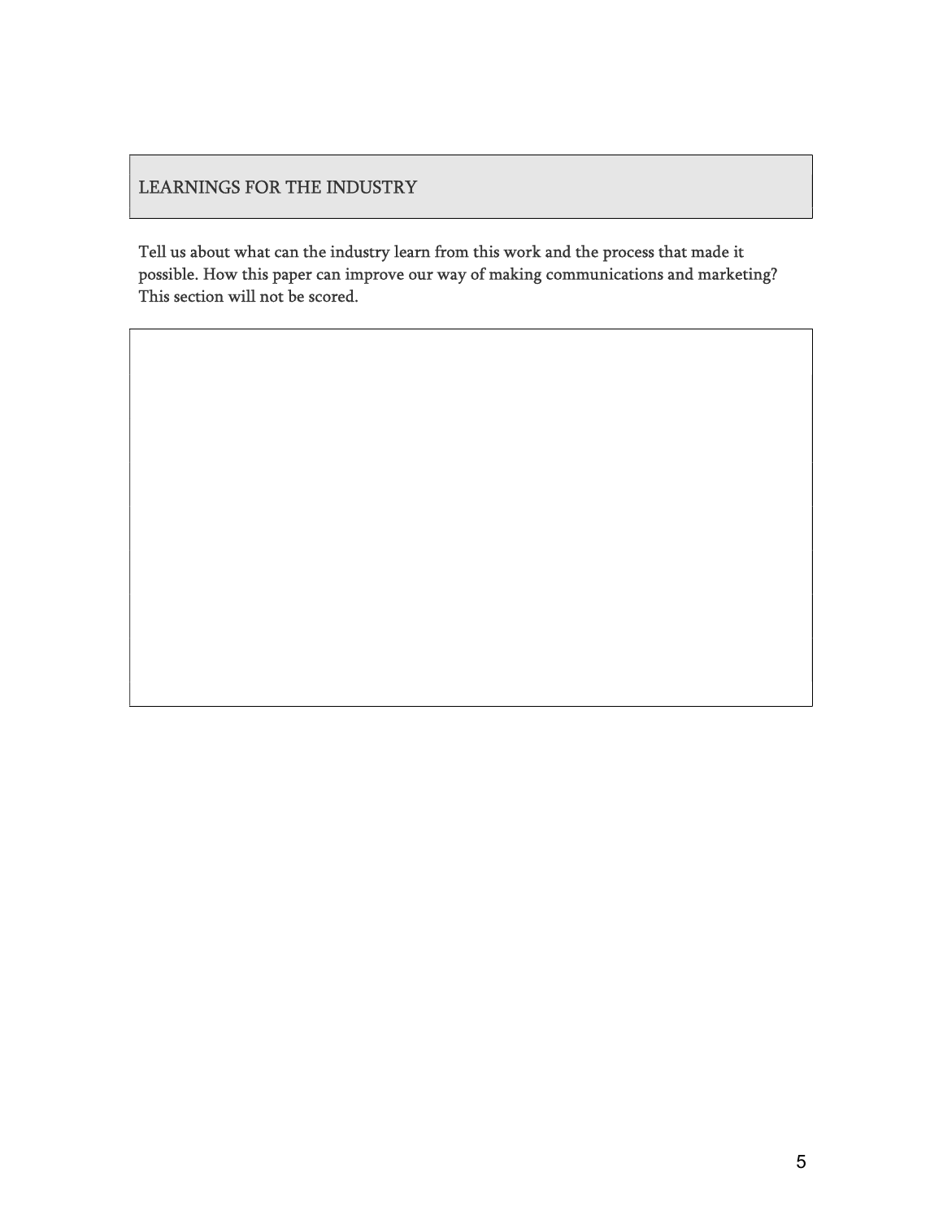## LEARNINGS FOR THE INDUSTRY

Tell us about what can the industry learn from this work and the process that made it possible. How this paper can improve our way of making communications and marketing? This section will not be scored.